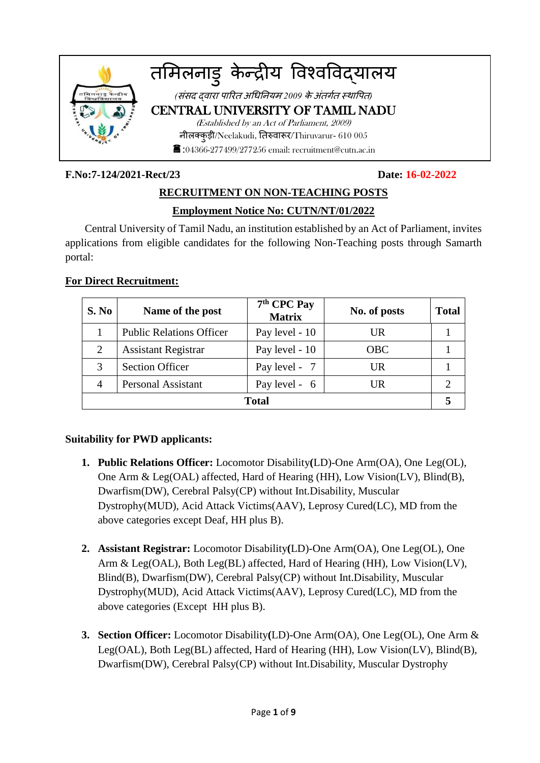# तमिलनाडु केन्द्रीय विश्वविद्यालय

*(संसद द्वारा पारित अधिनियम 2009 के अंतर्गत स्थापित)*

## CENTRAL UNIVERSITY OF TAMIL NADU

*(Established by an Act of Parliament, 2009)*

नीलक्कुड़ी/Neelakudi, तिरुवारूर/Thiruvarur- 610 005

☎:04366-277499/277256 email: recruitment@cutn.ac.in

**F.No:7-124/2021-Rect/23** **Date: 16-02-2022**

**RECRUITMENT ON NON-TEACHING POSTS**

**Employment Notice No: CUTN/NT/01/2022**

Central University of Tamil Nadu, an institution established by an Act of Parliament, invites applications from eligible candidates for the following Non-Teaching posts through Samarth portal:

**For Direct Recruitment:**

| S. No | Name of the post | 7th CPC Pay Matrix | No. of posts | Total |
|---|---|---|---|---|
| 1 | Public Relations Officer | Pay level - 10 | UR | 1 |
| 2 | Assistant Registrar | Pay level - 10 | OBC | 1 |
| 3 | Section Officer | Pay level - 7 | UR | 1 |
| 4 | Personal Assistant | Pay level - 6 | UR | 2 |
| **Total** | | | | **5** |

**Suitability for PWD applicants:**

1. **Public Relations Officer:** Locomotor Disability**(**LD)-One Arm(OA), One Leg(OL), One Arm & Leg(OAL) affected, Hard of Hearing (HH), Low Vision(LV), Blind(B), Dwarfism(DW), Cerebral Palsy(CP) without Int.Disability, Muscular Dystrophy(MUD), Acid Attack Victims(AAV), Leprosy Cured(LC), MD from the above categories except Deaf, HH plus B).

2. **Assistant Registrar:** Locomotor Disability**(**LD)-One Arm(OA), One Leg(OL), One Arm & Leg(OAL), Both Leg(BL) affected, Hard of Hearing (HH), Low Vision(LV), Blind(B), Dwarfism(DW), Cerebral Palsy(CP) without Int.Disability, Muscular Dystrophy(MUD), Acid Attack Victims(AAV), Leprosy Cured(LC), MD from the above categories (Except HH plus B).

3. **Section Officer:** Locomotor Disability**(**LD)-One Arm(OA), One Leg(OL), One Arm & Leg(OAL), Both Leg(BL) affected, Hard of Hearing (HH), Low Vision(LV), Blind(B), Dwarfism(DW), Cerebral Palsy(CP) without Int.Disability, Muscular Dystrophy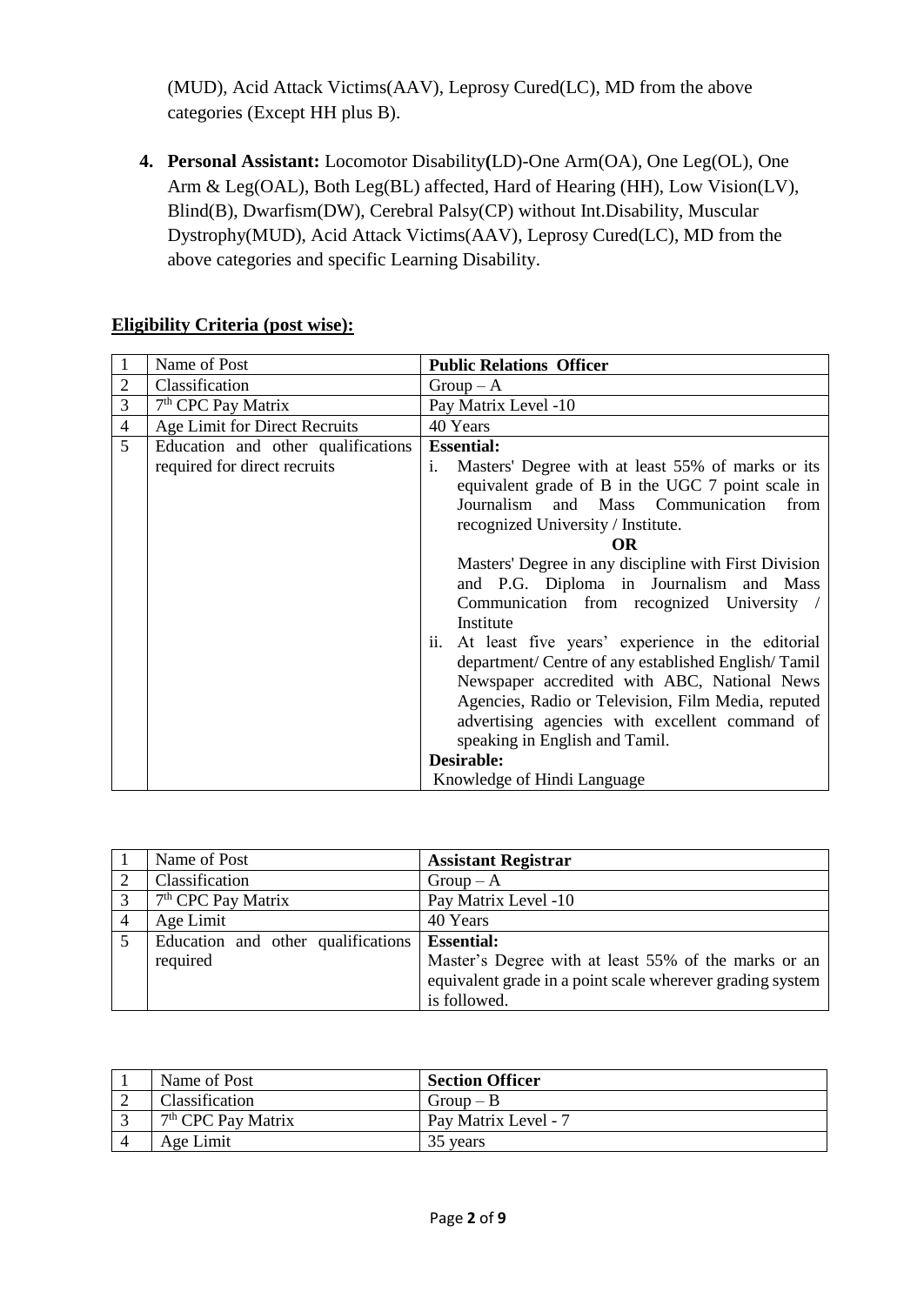(MUD), Acid Attack Victims(AAV), Leprosy Cured(LC), MD from the above categories (Except HH plus B).

4. **Personal Assistant:** Locomotor Disability**(**LD)-One Arm(OA), One Leg(OL), One Arm & Leg(OAL), Both Leg(BL) affected, Hard of Hearing (HH), Low Vision(LV), Blind(B), Dwarfism(DW), Cerebral Palsy(CP) without Int.Disability, Muscular Dystrophy(MUD), Acid Attack Victims(AAV), Leprosy Cured(LC), MD from the above categories and specific Learning Disability.

**Eligibility Criteria (post wise):**

| 1 | Name of Post | **Public Relations Officer** |
|---|---|---|
| 2 | Classification | Group – A |
| 3 | 7th CPC Pay Matrix | Pay Matrix Level -10 |
| 4 | Age Limit for Direct Recruits | 40 Years |
| 5 | Education and other qualifications required for direct recruits | **Essential:**<br>i. Masters' Degree with at least 55% of marks or its equivalent grade of B in the UGC 7 point scale in Journalism and Mass Communication from recognized University / Institute.<br>**OR**<br>Masters' Degree in any discipline with First Division and P.G. Diploma in Journalism and Mass Communication from recognized University / Institute<br>ii. At least five years' experience in the editorial department/ Centre of any established English/ Tamil Newspaper accredited with ABC, National News Agencies, Radio or Television, Film Media, reputed advertising agencies with excellent command of speaking in English and Tamil.<br>**Desirable:**<br>Knowledge of Hindi Language |

| 1 | Name of Post | **Assistant Registrar** |
|---|---|---|
| 2 | Classification | Group – A |
| 3 | 7th CPC Pay Matrix | Pay Matrix Level -10 |
| 4 | Age Limit | 40 Years |
| 5 | Education and other qualifications required | **Essential:**<br>Master's Degree with at least 55% of the marks or an equivalent grade in a point scale wherever grading system is followed. |

| 1 | Name of Post | **Section Officer** |
|---|---|---|
| 2 | Classification | Group – B |
| 3 | 7th CPC Pay Matrix | Pay Matrix Level - 7 |
| 4 | Age Limit | 35 years |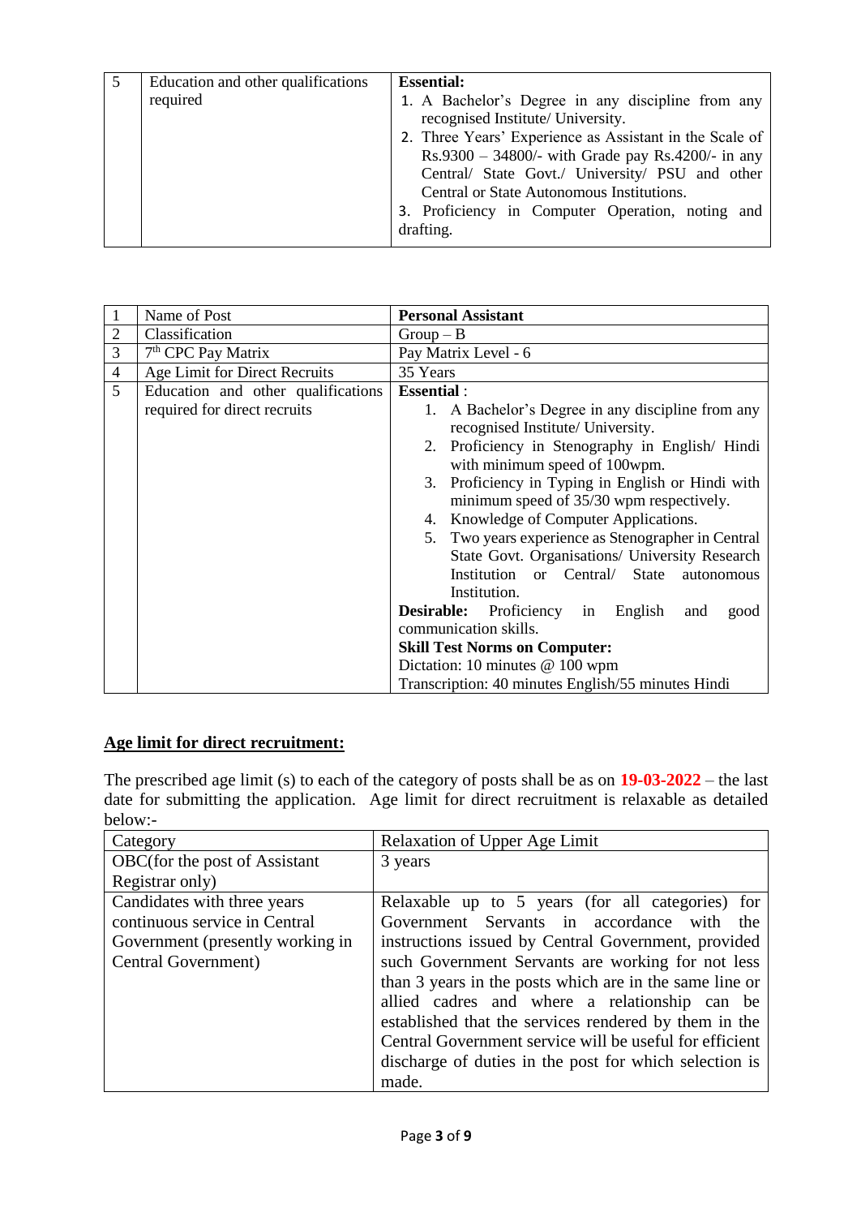| 5 | Education and other qualifications required | **Essential:**<br>1. A Bachelor's Degree in any discipline from any recognised Institute/ University.<br>2. Three Years' Experience as Assistant in the Scale of Rs.9300 – 34800/- with Grade pay Rs.4200/- in any Central/ State Govt./ University/ PSU and other Central or State Autonomous Institutions.<br>3. Proficiency in Computer Operation, noting and drafting. |
|---|---|---|

| 1 | Name of Post | **Personal Assistant** |
|---|---|---|
| 2 | Classification | Group – B |
| 3 | 7th CPC Pay Matrix | Pay Matrix Level - 6 |
| 4 | Age Limit for Direct Recruits | 35 Years |
| 5 | Education and other qualifications required for direct recruits | **Essential** :<br>1. A Bachelor's Degree in any discipline from any recognised Institute/ University.<br>2. Proficiency in Stenography in English/ Hindi with minimum speed of 100wpm.<br>3. Proficiency in Typing in English or Hindi with minimum speed of 35/30 wpm respectively.<br>4. Knowledge of Computer Applications.<br>5. Two years experience as Stenographer in Central State Govt. Organisations/ University Research Institution or Central/ State autonomous Institution.<br>**Desirable:** Proficiency in English and good communication skills.<br>**Skill Test Norms on Computer:**<br>Dictation: 10 minutes @ 100 wpm<br>Transcription: 40 minutes English/55 minutes Hindi |

## Age limit for direct recruitment:

The prescribed age limit (s) to each of the category of posts shall be as on **19-03-2022** – the last date for submitting the application. Age limit for direct recruitment is relaxable as detailed below:-

| Category | Relaxation of Upper Age Limit |
|---|---|
| OBC(for the post of Assistant Registrar only) | 3 years |
| Candidates with three years continuous service in Central Government (presently working in Central Government) | Relaxable up to 5 years (for all categories) for Government Servants in accordance with the instructions issued by Central Government, provided such Government Servants are working for not less than 3 years in the posts which are in the same line or allied cadres and where a relationship can be established that the services rendered by them in the Central Government service will be useful for efficient discharge of duties in the post for which selection is made. |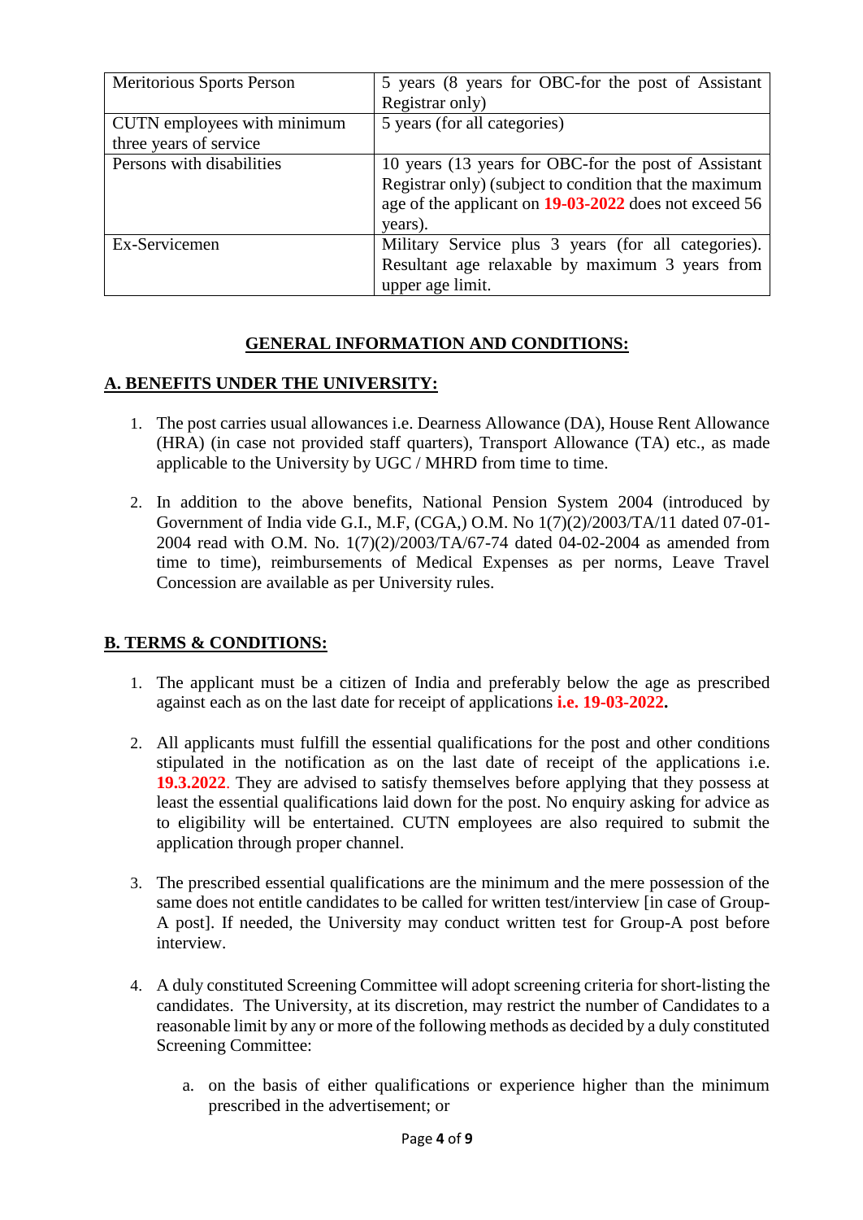| Meritorious Sports Person | 5 years (8 years for OBC-for the post of Assistant Registrar only) |
|---|---|
| CUTN employees with minimum three years of service | 5 years (for all categories) |
| Persons with disabilities | 10 years (13 years for OBC-for the post of Assistant Registrar only) (subject to condition that the maximum age of the applicant on **19-03-2022** does not exceed 56 years). |
| Ex-Servicemen | Military Service plus 3 years (for all categories). Resultant age relaxable by maximum 3 years from upper age limit. |

## GENERAL INFORMATION AND CONDITIONS:

### A. BENEFITS UNDER THE UNIVERSITY:

1. The post carries usual allowances i.e. Dearness Allowance (DA), House Rent Allowance (HRA) (in case not provided staff quarters), Transport Allowance (TA) etc., as made applicable to the University by UGC / MHRD from time to time.

2. In addition to the above benefits, National Pension System 2004 (introduced by Government of India vide G.I., M.F, (CGA,) O.M. No 1(7)(2)/2003/TA/11 dated 07-01-2004 read with O.M. No. 1(7)(2)/2003/TA/67-74 dated 04-02-2004 as amended from time to time), reimbursements of Medical Expenses as per norms, Leave Travel Concession are available as per University rules.

### B. TERMS & CONDITIONS:

1. The applicant must be a citizen of India and preferably below the age as prescribed against each as on the last date for receipt of applications **i.e. 19-03-2022.**

2. All applicants must fulfill the essential qualifications for the post and other conditions stipulated in the notification as on the last date of receipt of the applications i.e. **19.3.2022**. They are advised to satisfy themselves before applying that they possess at least the essential qualifications laid down for the post. No enquiry asking for advice as to eligibility will be entertained. CUTN employees are also required to submit the application through proper channel.

3. The prescribed essential qualifications are the minimum and the mere possession of the same does not entitle candidates to be called for written test/interview [in case of Group-A post]. If needed, the University may conduct written test for Group-A post before interview.

4. A duly constituted Screening Committee will adopt screening criteria for short-listing the candidates. The University, at its discretion, may restrict the number of Candidates to a reasonable limit by any or more of the following methods as decided by a duly constituted Screening Committee:

   a. on the basis of either qualifications or experience higher than the minimum prescribed in the advertisement; or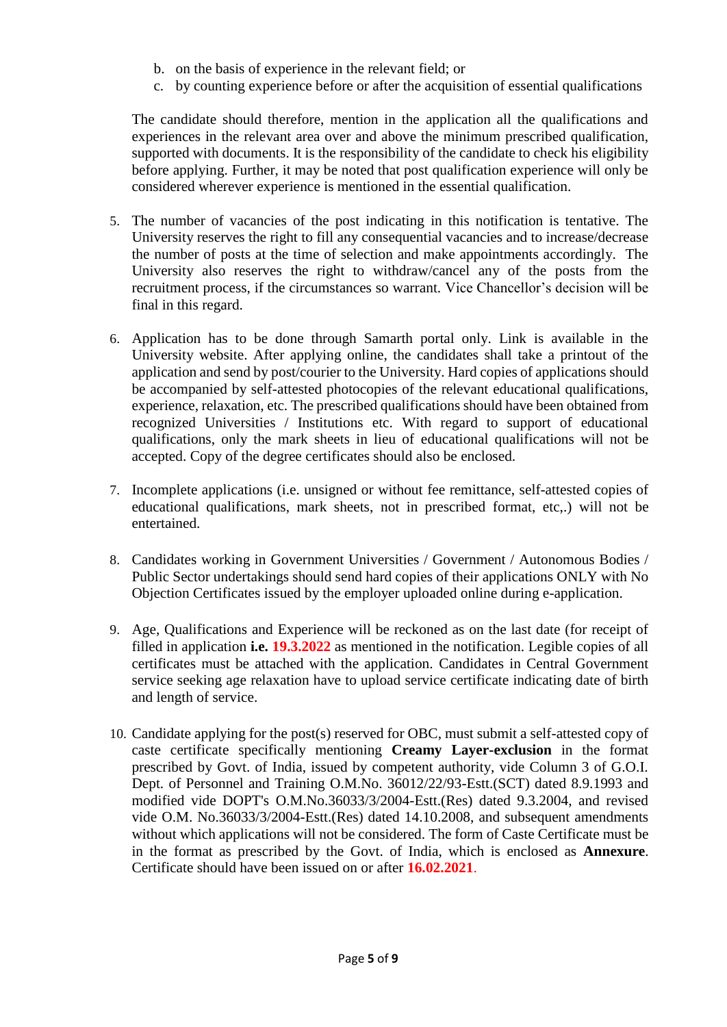b. on the basis of experience in the relevant field; or
   c. by counting experience before or after the acquisition of essential qualifications

   The candidate should therefore, mention in the application all the qualifications and experiences in the relevant area over and above the minimum prescribed qualification, supported with documents. It is the responsibility of the candidate to check his eligibility before applying. Further, it may be noted that post qualification experience will only be considered wherever experience is mentioned in the essential qualification.

5. The number of vacancies of the post indicating in this notification is tentative. The University reserves the right to fill any consequential vacancies and to increase/decrease the number of posts at the time of selection and make appointments accordingly. The University also reserves the right to withdraw/cancel any of the posts from the recruitment process, if the circumstances so warrant. Vice Chancellor's decision will be final in this regard.

6. Application has to be done through Samarth portal only. Link is available in the University website. After applying online, the candidates shall take a printout of the application and send by post/courier to the University. Hard copies of applications should be accompanied by self-attested photocopies of the relevant educational qualifications, experience, relaxation, etc. The prescribed qualifications should have been obtained from recognized Universities / Institutions etc. With regard to support of educational qualifications, only the mark sheets in lieu of educational qualifications will not be accepted. Copy of the degree certificates should also be enclosed.

7. Incomplete applications (i.e. unsigned or without fee remittance, self-attested copies of educational qualifications, mark sheets, not in prescribed format, etc,.) will not be entertained.

8. Candidates working in Government Universities / Government / Autonomous Bodies / Public Sector undertakings should send hard copies of their applications ONLY with No Objection Certificates issued by the employer uploaded online during e-application.

9. Age, Qualifications and Experience will be reckoned as on the last date (for receipt of filled in application **i.e. 19.3.2022** as mentioned in the notification. Legible copies of all certificates must be attached with the application. Candidates in Central Government service seeking age relaxation have to upload service certificate indicating date of birth and length of service.

10. Candidate applying for the post(s) reserved for OBC, must submit a self-attested copy of caste certificate specifically mentioning **Creamy Layer-exclusion** in the format prescribed by Govt. of India, issued by competent authority, vide Column 3 of G.O.I. Dept. of Personnel and Training O.M.No. 36012/22/93-Estt.(SCT) dated 8.9.1993 and modified vide DOPT's O.M.No.36033/3/2004-Estt.(Res) dated 9.3.2004, and revised vide O.M. No.36033/3/2004-Estt.(Res) dated 14.10.2008, and subsequent amendments without which applications will not be considered. The form of Caste Certificate must be in the format as prescribed by the Govt. of India, which is enclosed as **Annexure**. Certificate should have been issued on or after **16.02.2021**.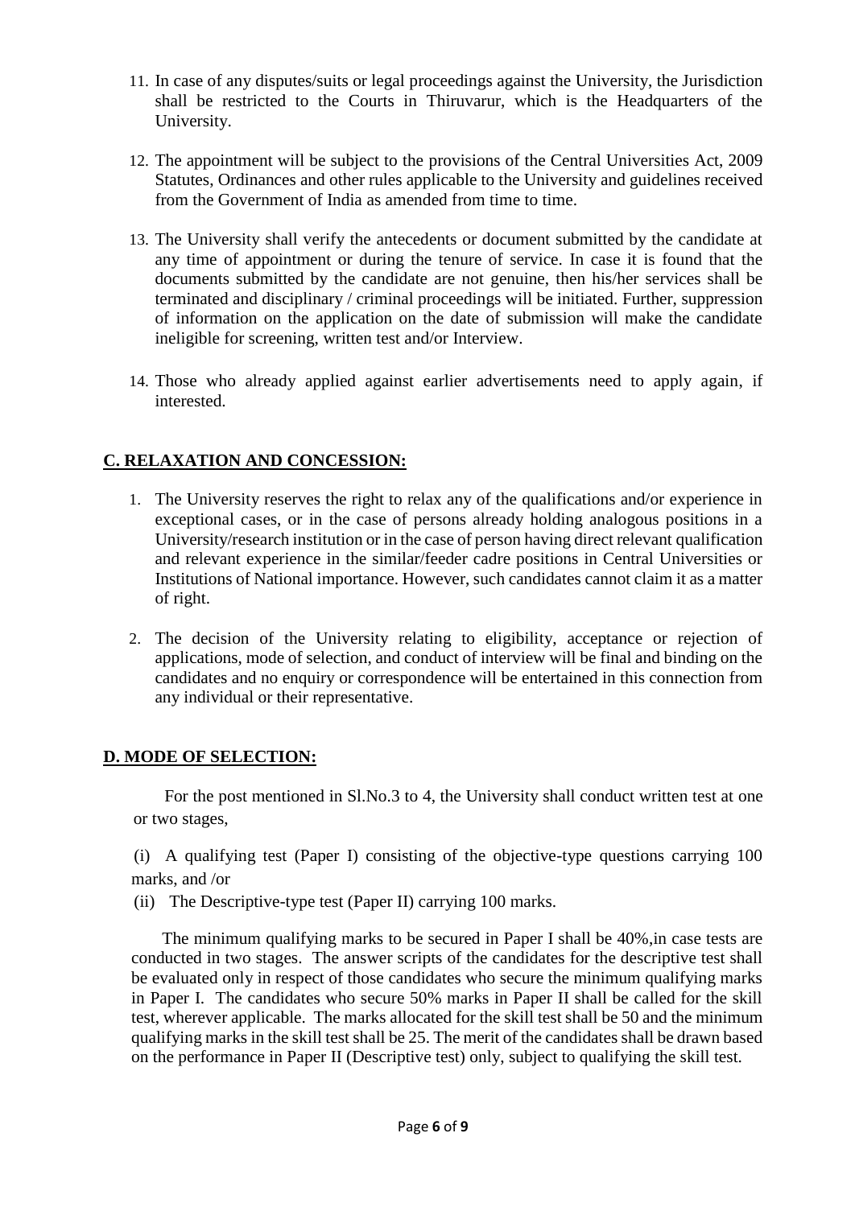11. In case of any disputes/suits or legal proceedings against the University, the Jurisdiction shall be restricted to the Courts in Thiruvarur, which is the Headquarters of the University.

12. The appointment will be subject to the provisions of the Central Universities Act, 2009 Statutes, Ordinances and other rules applicable to the University and guidelines received from the Government of India as amended from time to time.

13. The University shall verify the antecedents or document submitted by the candidate at any time of appointment or during the tenure of service. In case it is found that the documents submitted by the candidate are not genuine, then his/her services shall be terminated and disciplinary / criminal proceedings will be initiated. Further, suppression of information on the application on the date of submission will make the candidate ineligible for screening, written test and/or Interview.

14. Those who already applied against earlier advertisements need to apply again, if interested.

## C. RELAXATION AND CONCESSION:

1. The University reserves the right to relax any of the qualifications and/or experience in exceptional cases, or in the case of persons already holding analogous positions in a University/research institution or in the case of person having direct relevant qualification and relevant experience in the similar/feeder cadre positions in Central Universities or Institutions of National importance. However, such candidates cannot claim it as a matter of right.

2. The decision of the University relating to eligibility, acceptance or rejection of applications, mode of selection, and conduct of interview will be final and binding on the candidates and no enquiry or correspondence will be entertained in this connection from any individual or their representative.

## D. MODE OF SELECTION:

For the post mentioned in Sl.No.3 to 4, the University shall conduct written test at one or two stages,

(i) A qualifying test (Paper I) consisting of the objective-type questions carrying 100 marks, and /or

(ii) The Descriptive-type test (Paper II) carrying 100 marks.

The minimum qualifying marks to be secured in Paper I shall be 40%,in case tests are conducted in two stages. The answer scripts of the candidates for the descriptive test shall be evaluated only in respect of those candidates who secure the minimum qualifying marks in Paper I. The candidates who secure 50% marks in Paper II shall be called for the skill test, wherever applicable. The marks allocated for the skill test shall be 50 and the minimum qualifying marks in the skill test shall be 25. The merit of the candidates shall be drawn based on the performance in Paper II (Descriptive test) only, subject to qualifying the skill test.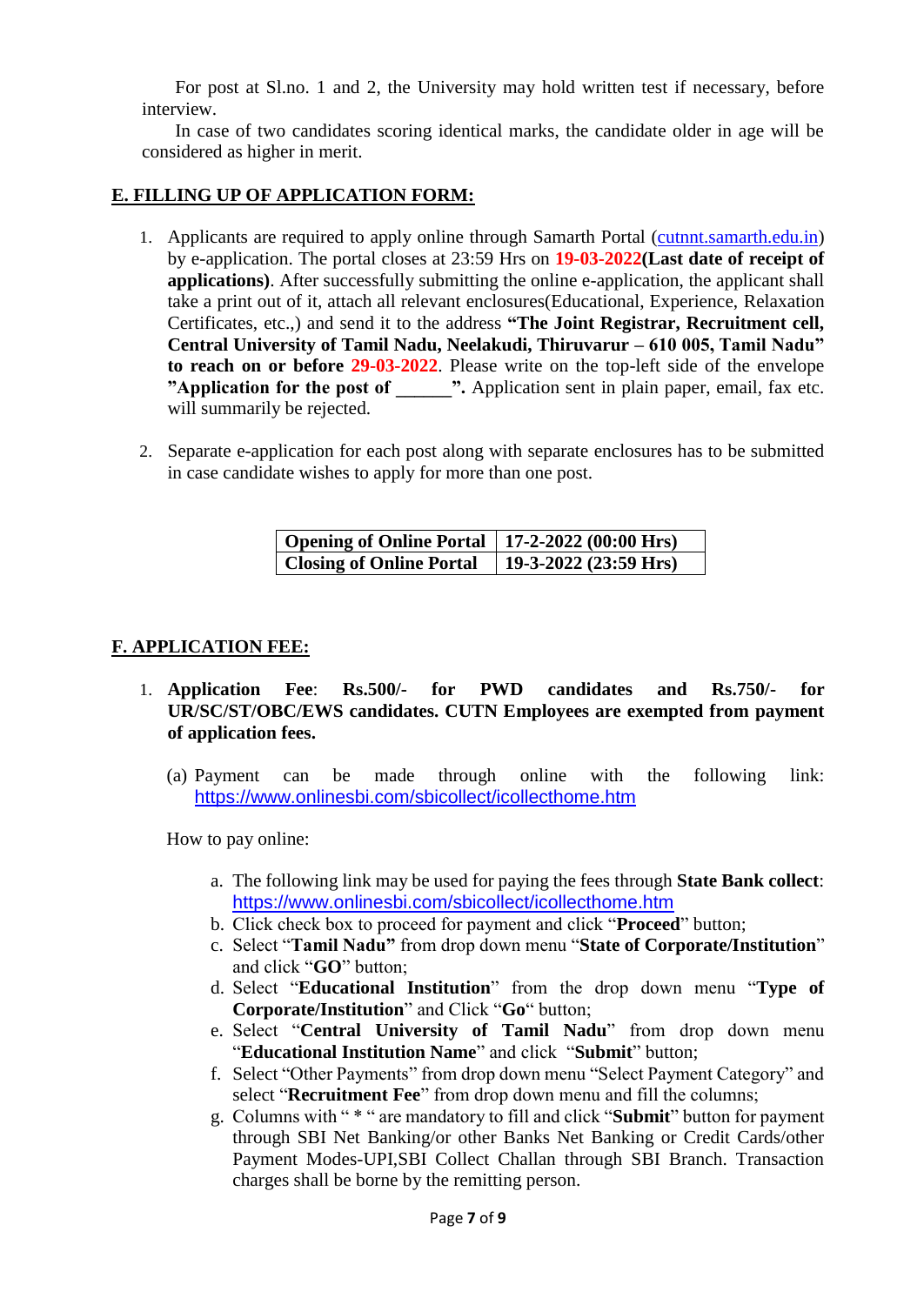For post at Sl.no. 1 and 2, the University may hold written test if necessary, before interview.

In case of two candidates scoring identical marks, the candidate older in age will be considered as higher in merit.

## E. FILLING UP OF APPLICATION FORM:

1. Applicants are required to apply online through Samarth Portal (cutnnt.samarth.edu.in) by e-application. The portal closes at 23:59 Hrs on **19-03-2022(Last date of receipt of applications)**. After successfully submitting the online e-application, the applicant shall take a print out of it, attach all relevant enclosures(Educational, Experience, Relaxation Certificates, etc.,) and send it to the address **"The Joint Registrar, Recruitment cell, Central University of Tamil Nadu, Neelakudi, Thiruvarur – 610 005, Tamil Nadu" to reach on or before 29-03-2022**. Please write on the top-left side of the envelope **"Application for the post of ______".** Application sent in plain paper, email, fax etc. will summarily be rejected.

2. Separate e-application for each post along with separate enclosures has to be submitted in case candidate wishes to apply for more than one post.

| **Opening of Online Portal** | **17-2-2022 (00:00 Hrs)** |
|---|---|
| **Closing of Online Portal** | **19-3-2022 (23:59 Hrs)** |

## F. APPLICATION FEE:

1. **Application Fee**: **Rs.500/- for PWD candidates and Rs.750/- for UR/SC/ST/OBC/EWS candidates. CUTN Employees are exempted from payment of application fees.**

   (a) Payment can be made through online with the following link: https://www.onlinesbi.com/sbicollect/icollecthome.htm

   How to pay online:

   a. The following link may be used for paying the fees through **State Bank collect**: https://www.onlinesbi.com/sbicollect/icollecthome.htm
   b. Click check box to proceed for payment and click "**Proceed**" button;
   c. Select "**Tamil Nadu"** from drop down menu "**State of Corporate/Institution**" and click "**GO**" button;
   d. Select "**Educational Institution**" from the drop down menu "**Type of Corporate/Institution**" and Click "**Go**" button;
   e. Select "**Central University of Tamil Nadu**" from drop down menu "**Educational Institution Name**" and click "**Submit**" button;
   f. Select "Other Payments" from drop down menu "Select Payment Category" and select "**Recruitment Fee**" from drop down menu and fill the columns;
   g. Columns with " * " are mandatory to fill and click "**Submit**" button for payment through SBI Net Banking/or other Banks Net Banking or Credit Cards/other Payment Modes-UPI,SBI Collect Challan through SBI Branch. Transaction charges shall be borne by the remitting person.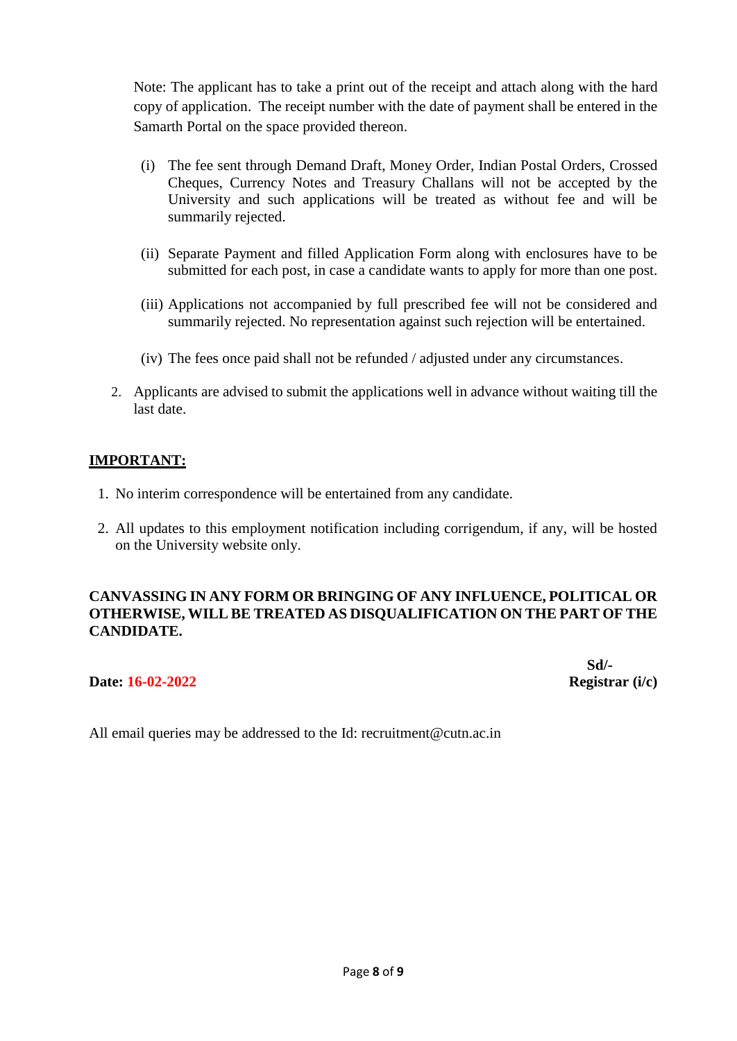Note: The applicant has to take a print out of the receipt and attach along with the hard copy of application. The receipt number with the date of payment shall be entered in the Samarth Portal on the space provided thereon.

(i) The fee sent through Demand Draft, Money Order, Indian Postal Orders, Crossed Cheques, Currency Notes and Treasury Challans will not be accepted by the University and such applications will be treated as without fee and will be summarily rejected.

(ii) Separate Payment and filled Application Form along with enclosures have to be submitted for each post, in case a candidate wants to apply for more than one post.

(iii) Applications not accompanied by full prescribed fee will not be considered and summarily rejected. No representation against such rejection will be entertained.

(iv) The fees once paid shall not be refunded / adjusted under any circumstances.

2. Applicants are advised to submit the applications well in advance without waiting till the last date.

**IMPORTANT:**

1. No interim correspondence will be entertained from any candidate.
2. All updates to this employment notification including corrigendum, if any, will be hosted on the University website only.

**CANVASSING IN ANY FORM OR BRINGING OF ANY INFLUENCE, POLITICAL OR OTHERWISE, WILL BE TREATED AS DISQUALIFICATION ON THE PART OF THE CANDIDATE.**

**Sd/-**
**Registrar (i/c)**

**Date: 16-02-2022**

All email queries may be addressed to the Id: recruitment@cutn.ac.in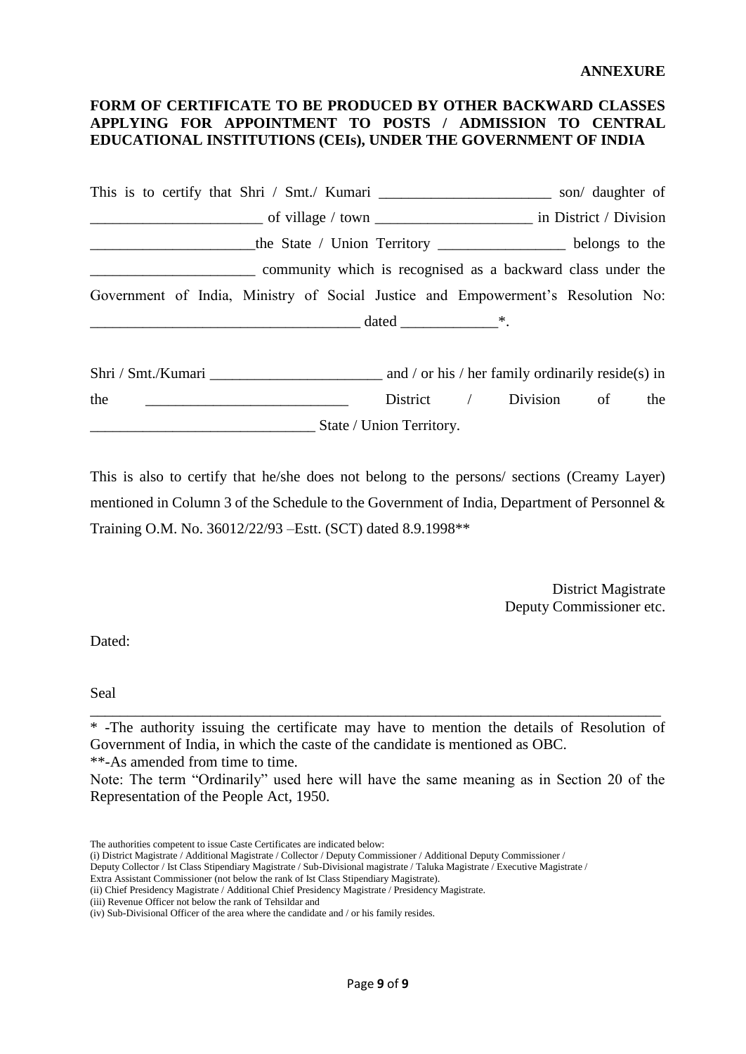**ANNEXURE**

**FORM OF CERTIFICATE TO BE PRODUCED BY OTHER BACKWARD CLASSES APPLYING FOR APPOINTMENT TO POSTS / ADMISSION TO CENTRAL EDUCATIONAL INSTITUTIONS (CEIs), UNDER THE GOVERNMENT OF INDIA**

This is to certify that Shri / Smt./ Kumari _______________________ son/ daughter of _______________________ of village / town _____________________ in District / Division ______________________the State / Union Territory _________________ belongs to the ______________________ community which is recognised as a backward class under the Government of India, Ministry of Social Justice and Empowerment's Resolution No: ____________________________________ dated _____________*.

Shri / Smt./Kumari _______________________ and / or his / her family ordinarily reside(s) in the ___________________________ District / Division of the ______________________________ State / Union Territory.

This is also to certify that he/she does not belong to the persons/ sections (Creamy Layer) mentioned in Column 3 of the Schedule to the Government of India, Department of Personnel & Training O.M. No. 36012/22/93 –Estt. (SCT) dated 8.9.1998**

District Magistrate
Deputy Commissioner etc.

Dated:

Seal

---

* -The authority issuing the certificate may have to mention the details of Resolution of Government of India, in which the caste of the candidate is mentioned as OBC.

**-As amended from time to time.

Note: The term "Ordinarily" used here will have the same meaning as in Section 20 of the Representation of the People Act, 1950.

The authorities competent to issue Caste Certificates are indicated below:
(i) District Magistrate / Additional Magistrate / Collector / Deputy Commissioner / Additional Deputy Commissioner / Deputy Collector / Ist Class Stipendiary Magistrate / Sub-Divisional magistrate / Taluka Magistrate / Executive Magistrate / Extra Assistant Commissioner (not below the rank of Ist Class Stipendiary Magistrate).
(ii) Chief Presidency Magistrate / Additional Chief Presidency Magistrate / Presidency Magistrate.
(iii) Revenue Officer not below the rank of Tehsildar and
(iv) Sub-Divisional Officer of the area where the candidate and / or his family resides.